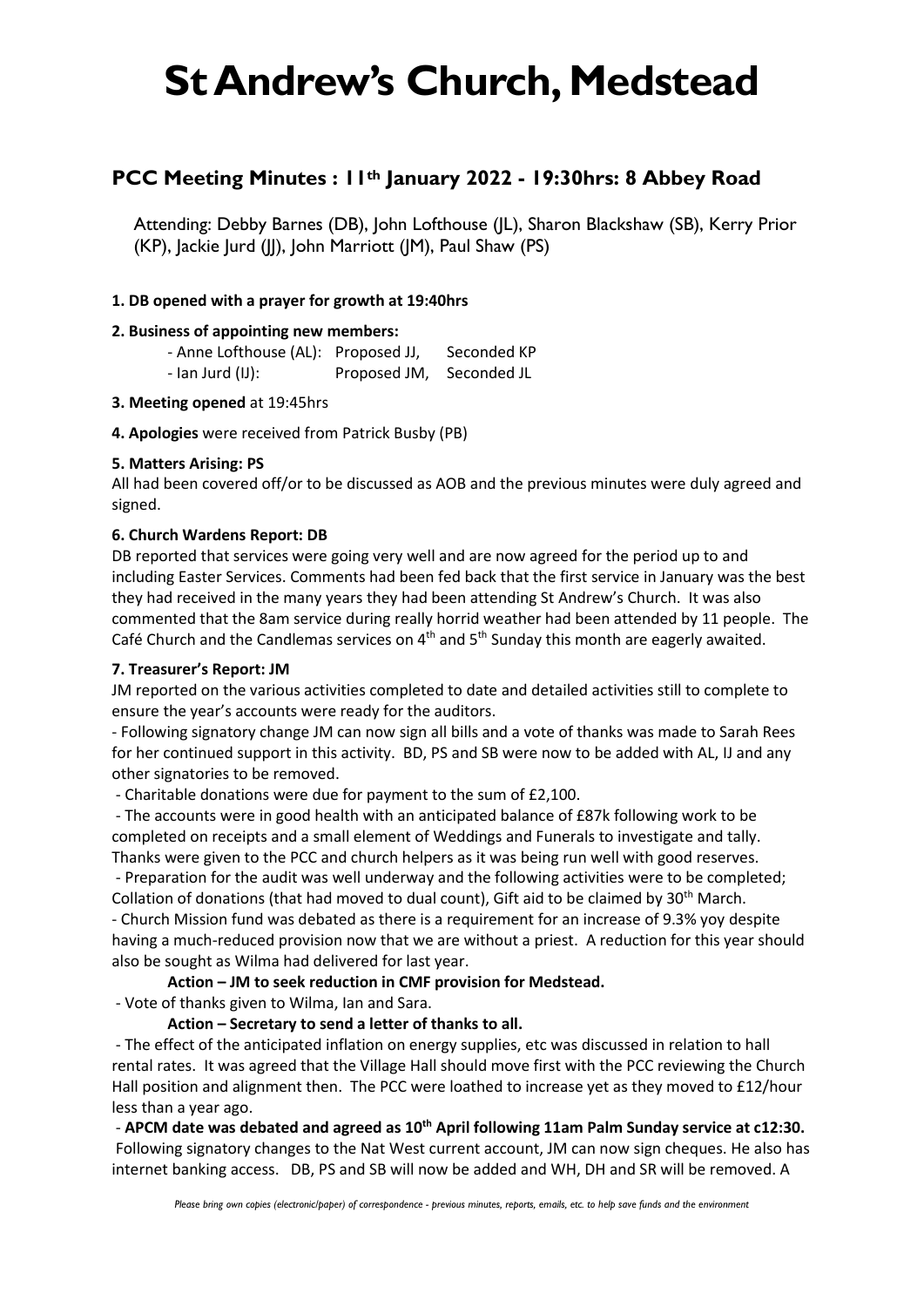# St Andrew's Church, Medstead

## PCC Meeting Minutes : 11th January 2022 - 19:30hrs: 8 Abbey Road

Attending: Debby Barnes (DB), John Lofthouse (JL), Sharon Blackshaw (SB), Kerry Prior (KP), Jackie Jurd (JJ), John Marriott (JM), Paul Shaw (PS)

**1. DB opened with a prayer for growth at 19:40hrs**

**2. Business of appointing new members:**

- Anne Lofthouse (AL): Proposed JJ, Seconded KP
- Ian Jurd (IJ): Proposed JM, Seconded JL

**3. Meeting opened** at 19:45hrs

**4. Apologies** were received from Patrick Busby (PB)

**5. Matters Arising: PS**

All had been covered off/or to be discussed as AOB and the previous minutes were duly agreed and signed.

**6. Church Wardens Report: DB**

DB reported that services were going very well and are now agreed for the period up to and including Easter Services. Comments had been fed back that the first service in January was the best they had received in the many years they had been attending St Andrew's Church. It was also commented that the 8am service during really horrid weather had been attended by 11 people. The Café Church and the Candlemas services on 4th and 5th Sunday this month are eagerly awaited.

**7. Treasurer's Report: JM**

JM reported on the various activities completed to date and detailed activities still to complete to ensure the year's accounts were ready for the auditors.

- Following signatory change JM can now sign all bills and a vote of thanks was made to Sarah Rees for her continued support in this activity. BD, PS and SB were now to be added with AL, IJ and any other signatories to be removed.
- Charitable donations were due for payment to the sum of £2,100.
- The accounts were in good health with an anticipated balance of £87k following work to be completed on receipts and a small element of Weddings and Funerals to investigate and tally. Thanks were given to the PCC and church helpers as it was being run well with good reserves.
- Preparation for the audit was well underway and the following activities were to be completed; Collation of donations (that had moved to dual count), Gift aid to be claimed by 30th March.
- Church Mission fund was debated as there is a requirement for an increase of 9.3% yoy despite having a much-reduced provision now that we are without a priest. A reduction for this year should also be sought as Wilma had delivered for last year.

**Action – JM to seek reduction in CMF provision for Medstead.**

- Vote of thanks given to Wilma, Ian and Sara.

**Action – Secretary to send a letter of thanks to all.**

- The effect of the anticipated inflation on energy supplies, etc was discussed in relation to hall rental rates. It was agreed that the Village Hall should move first with the PCC reviewing the Church Hall position and alignment then. The PCC were loathed to increase yet as they moved to £12/hour less than a year ago.
- **APCM date was debated and agreed as 10th April following 11am Palm Sunday service at c12:30.**

Following signatory changes to the Nat West current account, JM can now sign cheques. He also has internet banking access. DB, PS and SB will now be added and WH, DH and SR will be removed. A

*Please bring own copies (electronic/paper) of correspondence - previous minutes, reports, emails, etc. to help save funds and the environment*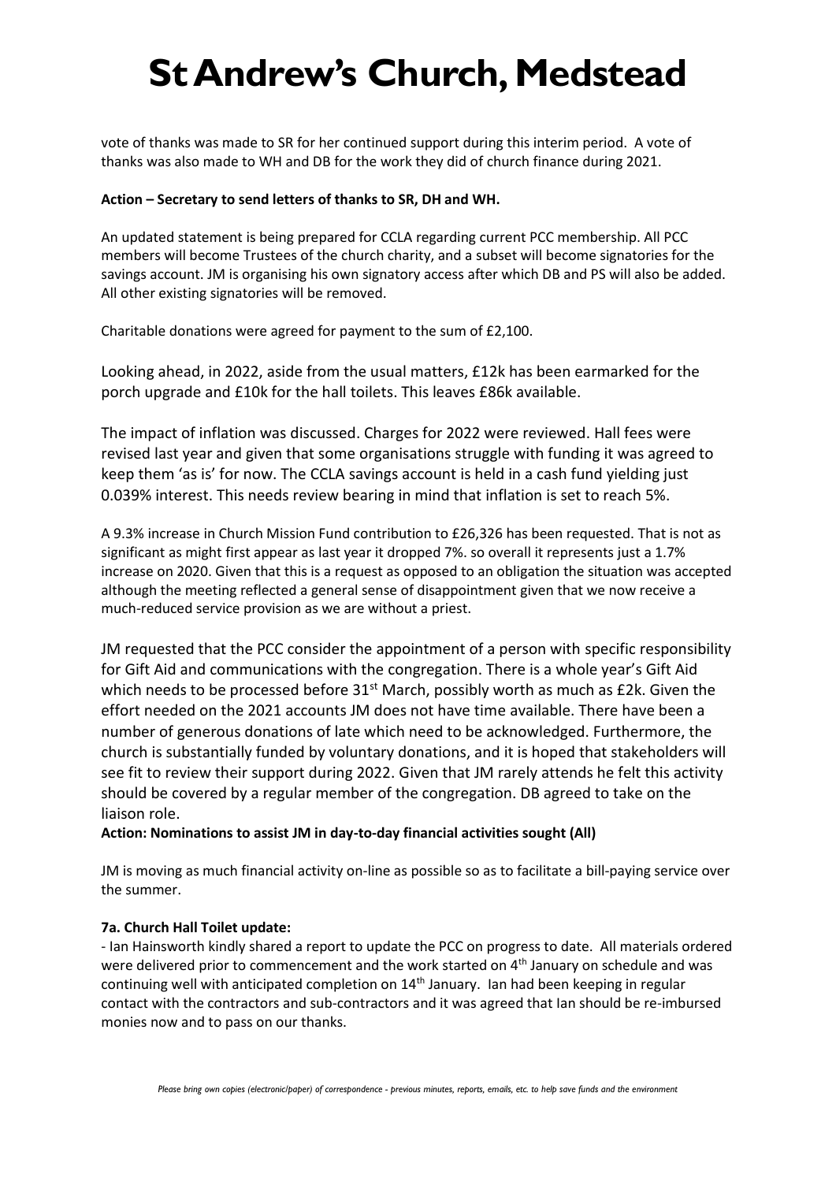vote of thanks was made to SR for her continued support during this interim period. A vote of thanks was also made to WH and DB for the work they did of church finance during 2021.

**Action – Secretary to send letters of thanks to SR, DH and WH.**

An updated statement is being prepared for CCLA regarding current PCC membership. All PCC members will become Trustees of the church charity, and a subset will become signatories for the savings account. JM is organising his own signatory access after which DB and PS will also be added. All other existing signatories will be removed.

Charitable donations were agreed for payment to the sum of £2,100.

Looking ahead, in 2022, aside from the usual matters, £12k has been earmarked for the porch upgrade and £10k for the hall toilets. This leaves £86k available.

The impact of inflation was discussed. Charges for 2022 were reviewed. Hall fees were revised last year and given that some organisations struggle with funding it was agreed to keep them 'as is' for now. The CCLA savings account is held in a cash fund yielding just 0.039% interest. This needs review bearing in mind that inflation is set to reach 5%.

A 9.3% increase in Church Mission Fund contribution to £26,326 has been requested. That is not as significant as might first appear as last year it dropped 7%. so overall it represents just a 1.7% increase on 2020. Given that this is a request as opposed to an obligation the situation was accepted although the meeting reflected a general sense of disappointment given that we now receive a much-reduced service provision as we are without a priest.

JM requested that the PCC consider the appointment of a person with specific responsibility for Gift Aid and communications with the congregation. There is a whole year's Gift Aid which needs to be processed before 31st March, possibly worth as much as £2k. Given the effort needed on the 2021 accounts JM does not have time available. There have been a number of generous donations of late which need to be acknowledged. Furthermore, the church is substantially funded by voluntary donations, and it is hoped that stakeholders will see fit to review their support during 2022. Given that JM rarely attends he felt this activity should be covered by a regular member of the congregation. DB agreed to take on the liaison role.

**Action: Nominations to assist JM in day-to-day financial activities sought (All)**

JM is moving as much financial activity on-line as possible so as to facilitate a bill-paying service over the summer.

**7a. Church Hall Toilet update:**

- Ian Hainsworth kindly shared a report to update the PCC on progress to date. All materials ordered were delivered prior to commencement and the work started on 4th January on schedule and was continuing well with anticipated completion on 14th January. Ian had been keeping in regular contact with the contractors and sub-contractors and it was agreed that Ian should be re-imbursed monies now and to pass on our thanks.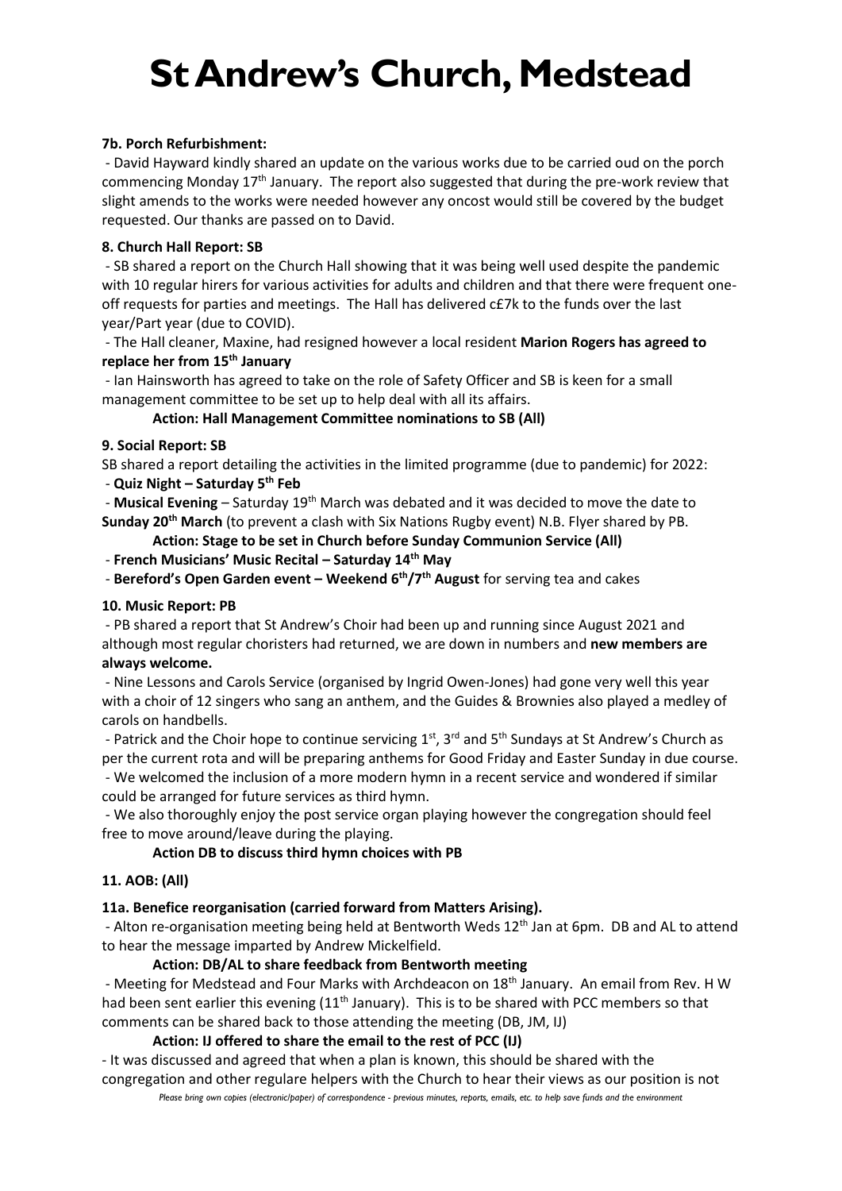# St Andrew's Church, Medstead

**7b. Porch Refurbishment:**

- David Hayward kindly shared an update on the various works due to be carried oud on the porch commencing Monday 17th January. The report also suggested that during the pre-work review that slight amends to the works were needed however any oncost would still be covered by the budget requested. Our thanks are passed on to David.

**8. Church Hall Report: SB**

- SB shared a report on the Church Hall showing that it was being well used despite the pandemic with 10 regular hirers for various activities for adults and children and that there were frequent one-off requests for parties and meetings. The Hall has delivered c£7k to the funds over the last year/Part year (due to COVID).
- The Hall cleaner, Maxine, had resigned however a local resident **Marion Rogers has agreed to replace her from 15th January**
- Ian Hainsworth has agreed to take on the role of Safety Officer and SB is keen for a small management committee to be set up to help deal with all its affairs.

**Action: Hall Management Committee nominations to SB (All)**

**9. Social Report: SB**

SB shared a report detailing the activities in the limited programme (due to pandemic) for 2022:

- **Quiz Night – Saturday 5th Feb**
- **Musical Evening** – Saturday 19th March was debated and it was decided to move the date to **Sunday 20th March** (to prevent a clash with Six Nations Rugby event) N.B. Flyer shared by PB.

**Action: Stage to be set in Church before Sunday Communion Service (All)**

- **French Musicians' Music Recital – Saturday 14th May**
- **Bereford's Open Garden event – Weekend 6th/7th August** for serving tea and cakes

**10. Music Report: PB**

- PB shared a report that St Andrew's Choir had been up and running since August 2021 and although most regular choristers had returned, we are down in numbers and **new members are always welcome.**
- Nine Lessons and Carols Service (organised by Ingrid Owen-Jones) had gone very well this year with a choir of 12 singers who sang an anthem, and the Guides & Brownies also played a medley of carols on handbells.
- Patrick and the Choir hope to continue servicing 1st, 3rd and 5th Sundays at St Andrew's Church as per the current rota and will be preparing anthems for Good Friday and Easter Sunday in due course.
- We welcomed the inclusion of a more modern hymn in a recent service and wondered if similar could be arranged for future services as third hymn.
- We also thoroughly enjoy the post service organ playing however the congregation should feel free to move around/leave during the playing.

**Action DB to discuss third hymn choices with PB**

**11. AOB: (All)**

**11a. Benefice reorganisation (carried forward from Matters Arising).**

- Alton re-organisation meeting being held at Bentworth Weds 12th Jan at 6pm. DB and AL to attend to hear the message imparted by Andrew Mickelfield.

**Action: DB/AL to share feedback from Bentworth meeting**

- Meeting for Medstead and Four Marks with Archdeacon on 18th January. An email from Rev. H W had been sent earlier this evening (11th January). This is to be shared with PCC members so that comments can be shared back to those attending the meeting (DB, JM, IJ)

**Action: IJ offered to share the email to the rest of PCC (IJ)**

- It was discussed and agreed that when a plan is known, this should be shared with the congregation and other regulare helpers with the Church to hear their views as our position is not

*Please bring own copies (electronic/paper) of correspondence - previous minutes, reports, emails, etc. to help save funds and the environment*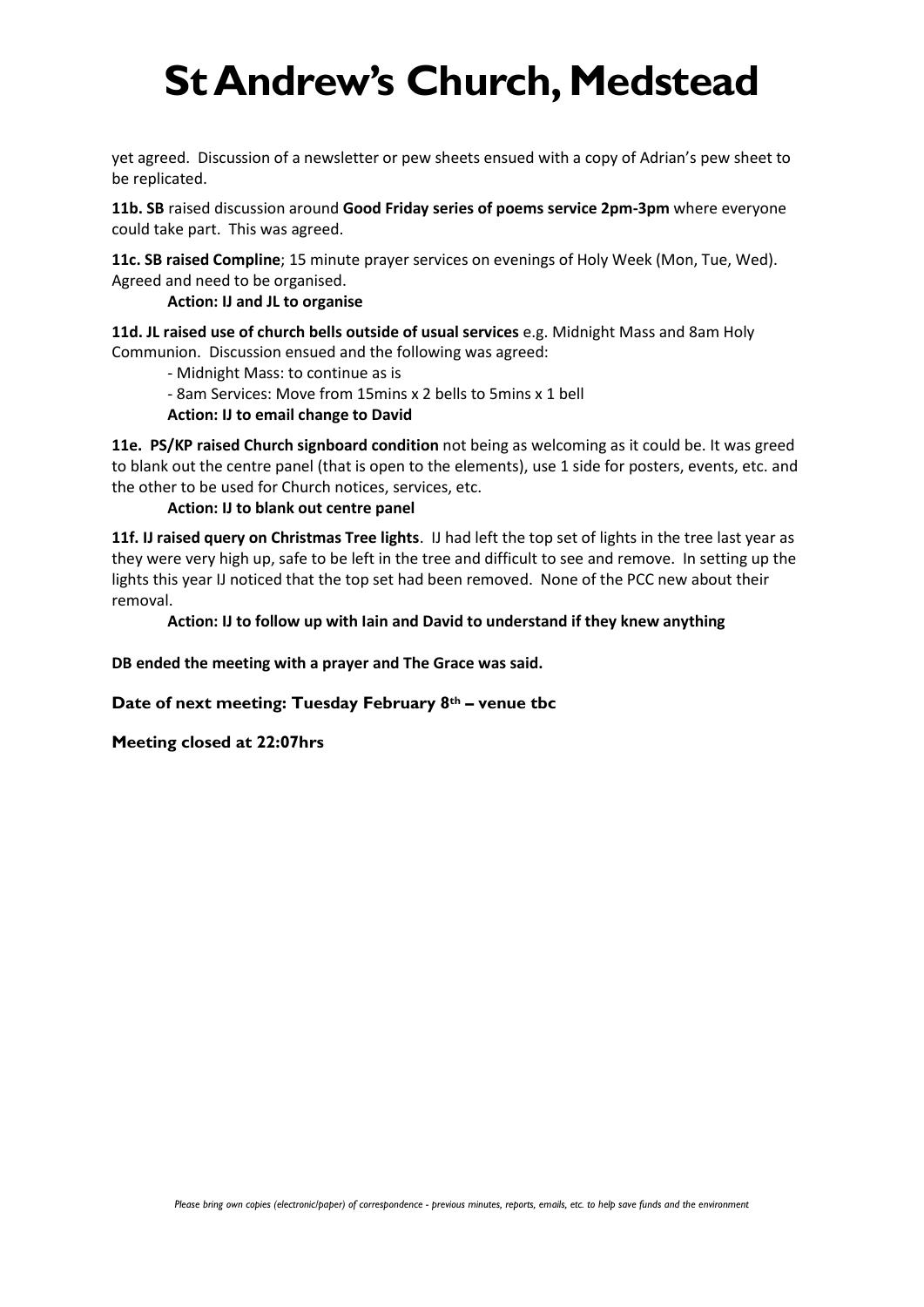yet agreed. Discussion of a newsletter or pew sheets ensued with a copy of Adrian's pew sheet to be replicated.

**11b. SB** raised discussion around **Good Friday series of poems service 2pm-3pm** where everyone could take part. This was agreed.

**11c. SB raised Compline**; 15 minute prayer services on evenings of Holy Week (Mon, Tue, Wed). Agreed and need to be organised.

**Action: IJ and JL to organise**

**11d. JL raised use of church bells outside of usual services** e.g. Midnight Mass and 8am Holy Communion. Discussion ensued and the following was agreed:

- Midnight Mass: to continue as is
- 8am Services: Move from 15mins x 2 bells to 5mins x 1 bell

**Action: IJ to email change to David**

**11e. PS/KP raised Church signboard condition** not being as welcoming as it could be. It was greed to blank out the centre panel (that is open to the elements), use 1 side for posters, events, etc. and the other to be used for Church notices, services, etc.

**Action: IJ to blank out centre panel**

**11f. IJ raised query on Christmas Tree lights**. IJ had left the top set of lights in the tree last year as they were very high up, safe to be left in the tree and difficult to see and remove. In setting up the lights this year IJ noticed that the top set had been removed. None of the PCC new about their removal.

**Action: IJ to follow up with Iain and David to understand if they knew anything**

**DB ended the meeting with a prayer and The Grace was said.**

**Date of next meeting: Tuesday February 8th – venue tbc**

**Meeting closed at 22:07hrs**

*Please bring own copies (electronic/paper) of correspondence - previous minutes, reports, emails, etc. to help save funds and the environment*